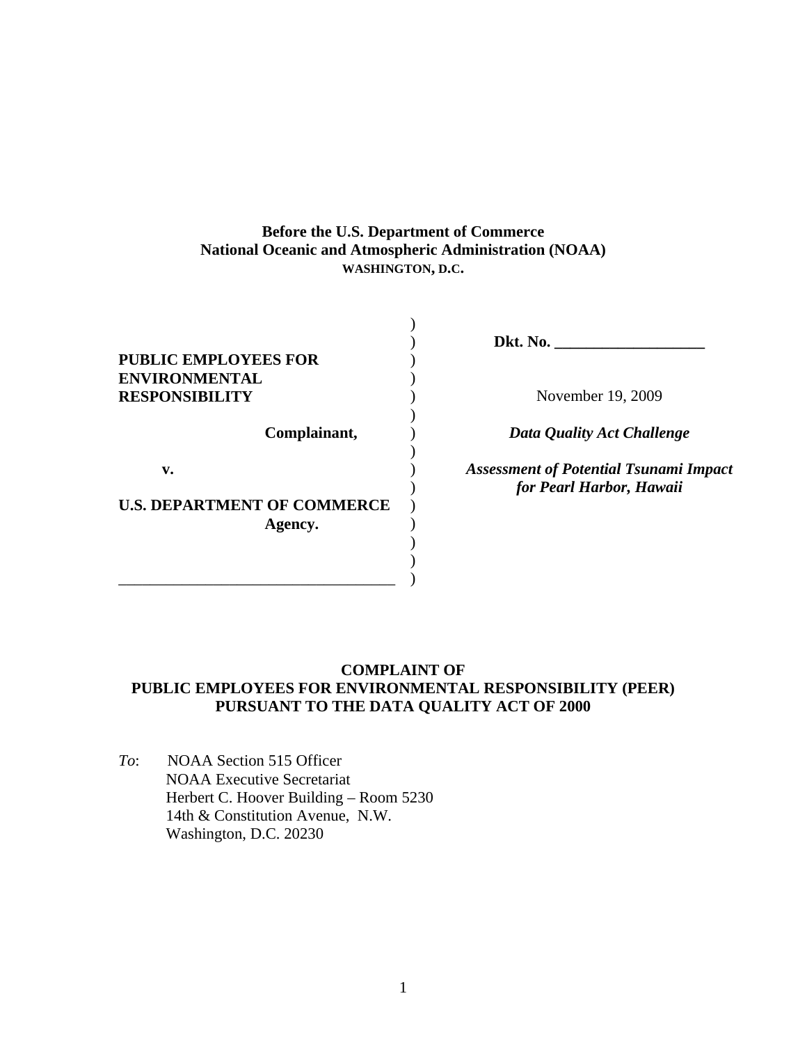**Before the U.S. Department of Commerce**
**National Oceanic and Atmospheric Administration (NOAA)**
**WASHINGTON, D.C.**

| | | |
|---|---|---|
| | ) | **Dkt. No. ___________________** |
| **PUBLIC EMPLOYEES FOR ENVIRONMENTAL RESPONSIBILITY** | ) | November 19, 2009 |
| **Complainant,** | ) | ***Data Quality Act Challenge*** |
| **v.** | ) | ***Assessment of Potential Tsunami Impact for Pearl Harbor, Hawaii*** |
| **U.S. DEPARTMENT OF COMMERCE Agency.** | ) | |
| ___________________________________ | ) | |

**COMPLAINT OF**
**PUBLIC EMPLOYEES FOR ENVIRONMENTAL RESPONSIBILITY (PEER)**
**PURSUANT TO THE DATA QUALITY ACT OF 2000**

*To*: NOAA Section 515 Officer
NOAA Executive Secretariat
Herbert C. Hoover Building – Room 5230
14th & Constitution Avenue, N.W.
Washington, D.C. 20230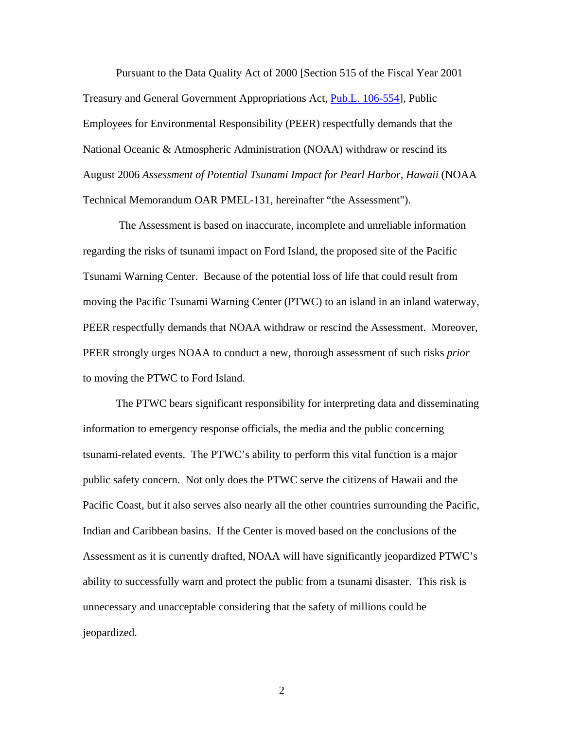Pursuant to the Data Quality Act of 2000 [Section 515 of the Fiscal Year 2001 Treasury and General Government Appropriations Act, Pub.L. 106-554], Public Employees for Environmental Responsibility (PEER) respectfully demands that the National Oceanic & Atmospheric Administration (NOAA) withdraw or rescind its August 2006 *Assessment of Potential Tsunami Impact for Pearl Harbor, Hawaii* (NOAA Technical Memorandum OAR PMEL-131, hereinafter "the Assessment").

The Assessment is based on inaccurate, incomplete and unreliable information regarding the risks of tsunami impact on Ford Island, the proposed site of the Pacific Tsunami Warning Center. Because of the potential loss of life that could result from moving the Pacific Tsunami Warning Center (PTWC) to an island in an inland waterway, PEER respectfully demands that NOAA withdraw or rescind the Assessment. Moreover, PEER strongly urges NOAA to conduct a new, thorough assessment of such risks *prior* to moving the PTWC to Ford Island.

The PTWC bears significant responsibility for interpreting data and disseminating information to emergency response officials, the media and the public concerning tsunami-related events. The PTWC's ability to perform this vital function is a major public safety concern. Not only does the PTWC serve the citizens of Hawaii and the Pacific Coast, but it also serves also nearly all the other countries surrounding the Pacific, Indian and Caribbean basins. If the Center is moved based on the conclusions of the Assessment as it is currently drafted, NOAA will have significantly jeopardized PTWC's ability to successfully warn and protect the public from a tsunami disaster. This risk is unnecessary and unacceptable considering that the safety of millions could be jeopardized.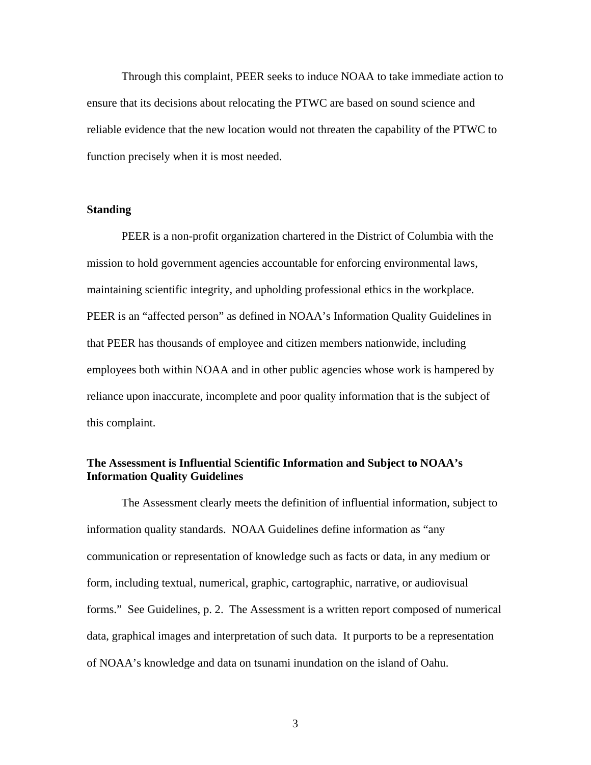Through this complaint, PEER seeks to induce NOAA to take immediate action to ensure that its decisions about relocating the PTWC are based on sound science and reliable evidence that the new location would not threaten the capability of the PTWC to function precisely when it is most needed.

**Standing**

PEER is a non-profit organization chartered in the District of Columbia with the mission to hold government agencies accountable for enforcing environmental laws, maintaining scientific integrity, and upholding professional ethics in the workplace. PEER is an "affected person" as defined in NOAA's Information Quality Guidelines in that PEER has thousands of employee and citizen members nationwide, including employees both within NOAA and in other public agencies whose work is hampered by reliance upon inaccurate, incomplete and poor quality information that is the subject of this complaint.

**The Assessment is Influential Scientific Information and Subject to NOAA's Information Quality Guidelines**

The Assessment clearly meets the definition of influential information, subject to information quality standards. NOAA Guidelines define information as "any communication or representation of knowledge such as facts or data, in any medium or form, including textual, numerical, graphic, cartographic, narrative, or audiovisual forms." See Guidelines, p. 2. The Assessment is a written report composed of numerical data, graphical images and interpretation of such data. It purports to be a representation of NOAA's knowledge and data on tsunami inundation on the island of Oahu.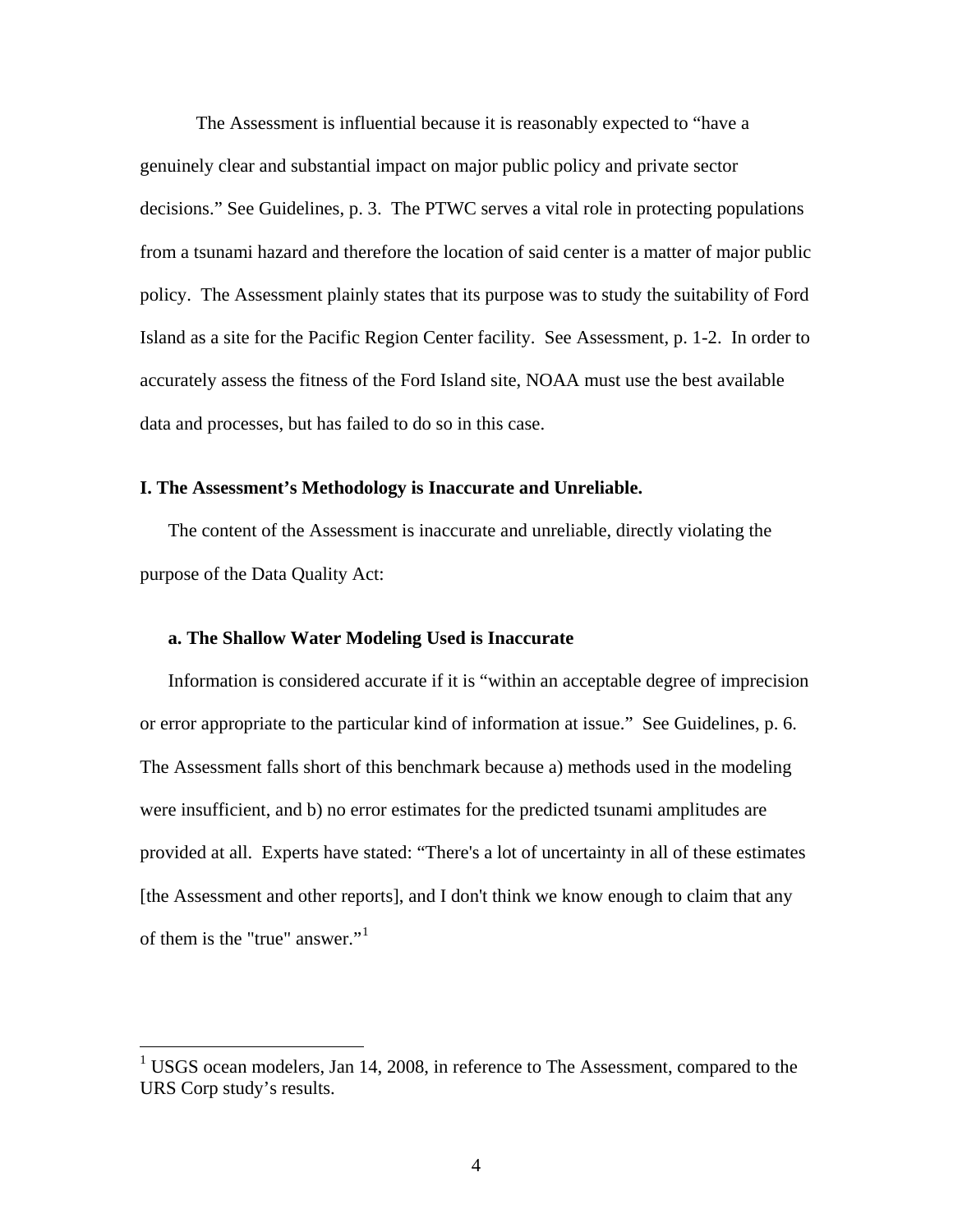The Assessment is influential because it is reasonably expected to "have a genuinely clear and substantial impact on major public policy and private sector decisions." See Guidelines, p. 3. The PTWC serves a vital role in protecting populations from a tsunami hazard and therefore the location of said center is a matter of major public policy. The Assessment plainly states that its purpose was to study the suitability of Ford Island as a site for the Pacific Region Center facility. See Assessment, p. 1-2. In order to accurately assess the fitness of the Ford Island site, NOAA must use the best available data and processes, but has failed to do so in this case.

**I. The Assessment's Methodology is Inaccurate and Unreliable.**

The content of the Assessment is inaccurate and unreliable, directly violating the purpose of the Data Quality Act:

**a. The Shallow Water Modeling Used is Inaccurate**

Information is considered accurate if it is "within an acceptable degree of imprecision or error appropriate to the particular kind of information at issue." See Guidelines, p. 6. The Assessment falls short of this benchmark because a) methods used in the modeling were insufficient, and b) no error estimates for the predicted tsunami amplitudes are provided at all. Experts have stated: "There's a lot of uncertainty in all of these estimates [the Assessment and other reports], and I don't think we know enough to claim that any of them is the "true" answer."[1]

[1] USGS ocean modelers, Jan 14, 2008, in reference to The Assessment, compared to the URS Corp study's results.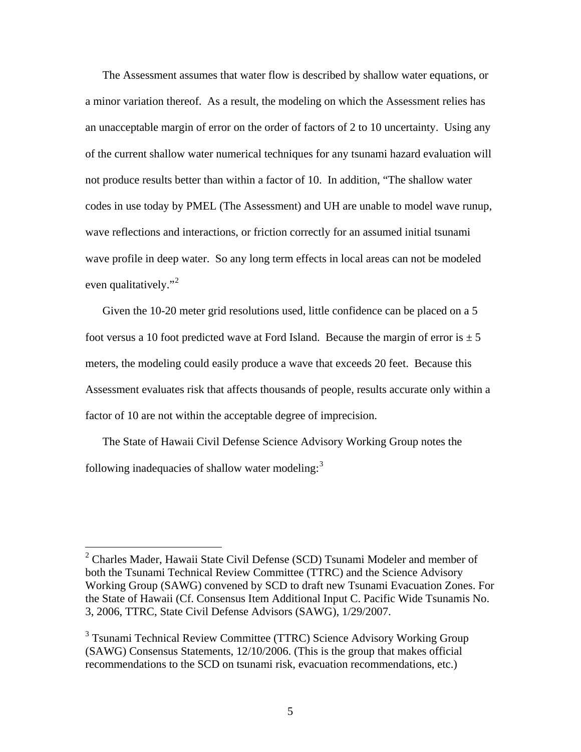The Assessment assumes that water flow is described by shallow water equations, or a minor variation thereof. As a result, the modeling on which the Assessment relies has an unacceptable margin of error on the order of factors of 2 to 10 uncertainty. Using any of the current shallow water numerical techniques for any tsunami hazard evaluation will not produce results better than within a factor of 10. In addition, "The shallow water codes in use today by PMEL (The Assessment) and UH are unable to model wave runup, wave reflections and interactions, or friction correctly for an assumed initial tsunami wave profile in deep water. So any long term effects in local areas can not be modeled even qualitatively."[2]

Given the 10-20 meter grid resolutions used, little confidence can be placed on a 5 foot versus a 10 foot predicted wave at Ford Island. Because the margin of error is ± 5 meters, the modeling could easily produce a wave that exceeds 20 feet. Because this Assessment evaluates risk that affects thousands of people, results accurate only within a factor of 10 are not within the acceptable degree of imprecision.

The State of Hawaii Civil Defense Science Advisory Working Group notes the following inadequacies of shallow water modeling:[3]

---

[2] Charles Mader, Hawaii State Civil Defense (SCD) Tsunami Modeler and member of both the Tsunami Technical Review Committee (TTRC) and the Science Advisory Working Group (SAWG) convened by SCD to draft new Tsunami Evacuation Zones. For the State of Hawaii (Cf. Consensus Item Additional Input C. Pacific Wide Tsunamis No. 3, 2006, TTRC, State Civil Defense Advisors (SAWG), 1/29/2007.

[3] Tsunami Technical Review Committee (TTRC) Science Advisory Working Group (SAWG) Consensus Statements, 12/10/2006. (This is the group that makes official recommendations to the SCD on tsunami risk, evacuation recommendations, etc.)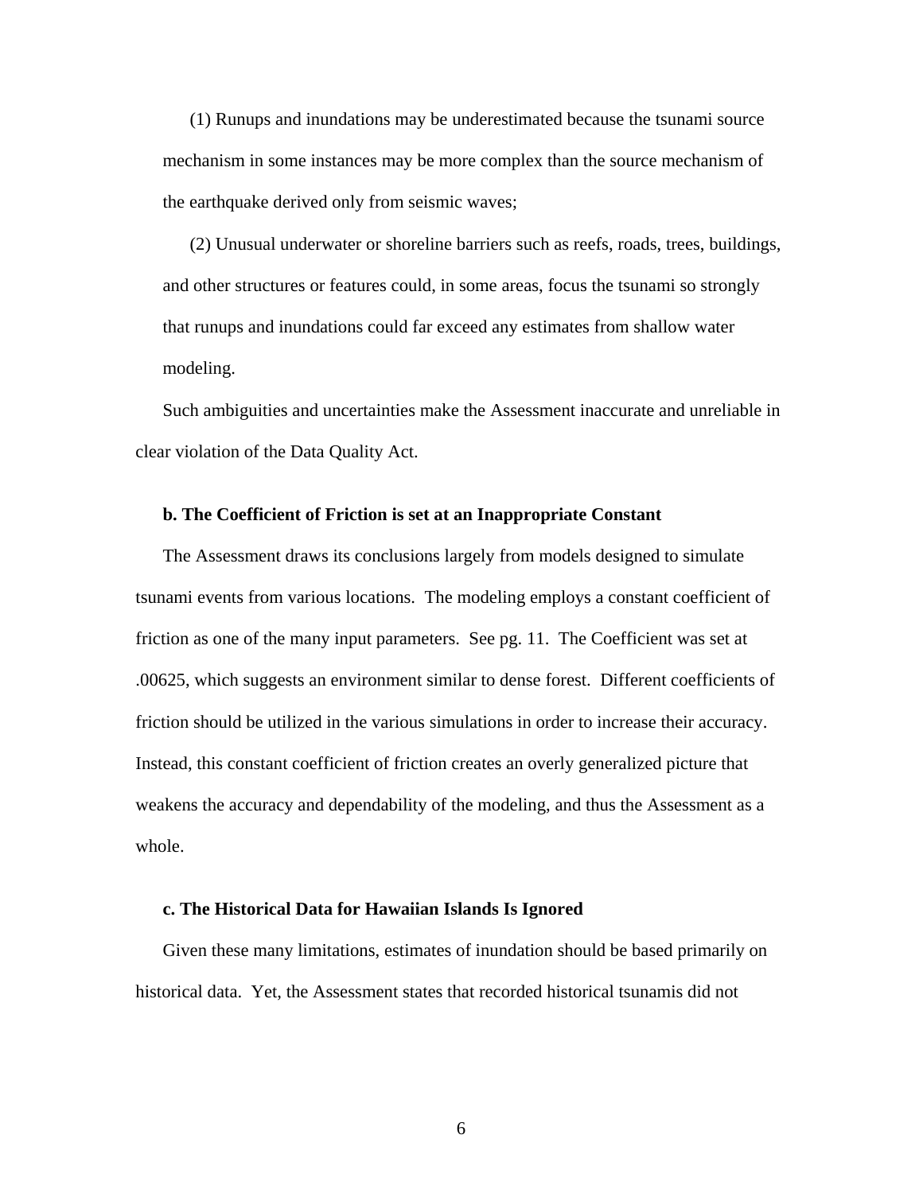(1) Runups and inundations may be underestimated because the tsunami source mechanism in some instances may be more complex than the source mechanism of the earthquake derived only from seismic waves;

(2) Unusual underwater or shoreline barriers such as reefs, roads, trees, buildings, and other structures or features could, in some areas, focus the tsunami so strongly that runups and inundations could far exceed any estimates from shallow water modeling.

Such ambiguities and uncertainties make the Assessment inaccurate and unreliable in clear violation of the Data Quality Act.

**b. The Coefficient of Friction is set at an Inappropriate Constant**

The Assessment draws its conclusions largely from models designed to simulate tsunami events from various locations. The modeling employs a constant coefficient of friction as one of the many input parameters. See pg. 11. The Coefficient was set at .00625, which suggests an environment similar to dense forest. Different coefficients of friction should be utilized in the various simulations in order to increase their accuracy. Instead, this constant coefficient of friction creates an overly generalized picture that weakens the accuracy and dependability of the modeling, and thus the Assessment as a whole.

**c. The Historical Data for Hawaiian Islands Is Ignored**

Given these many limitations, estimates of inundation should be based primarily on historical data. Yet, the Assessment states that recorded historical tsunamis did not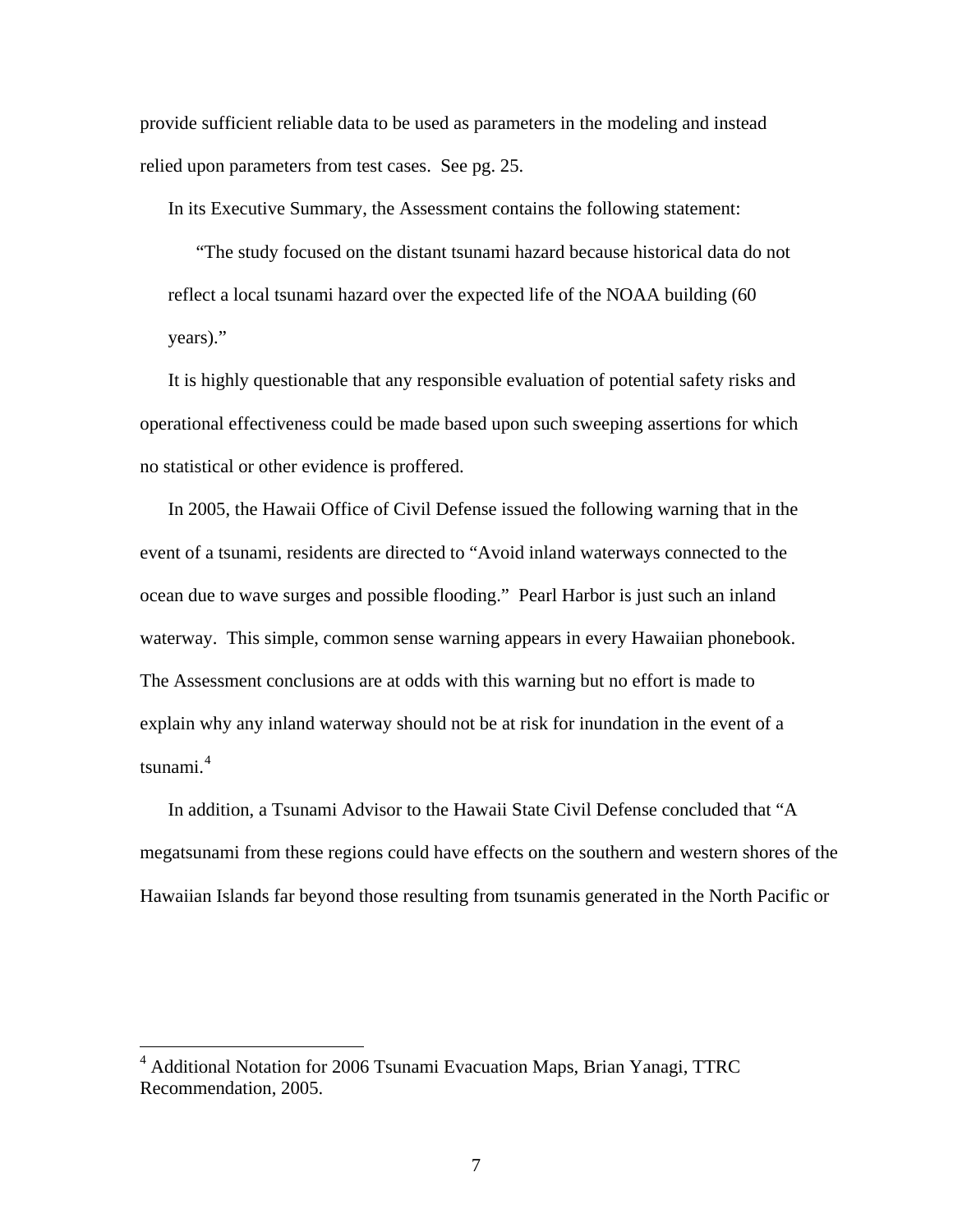provide sufficient reliable data to be used as parameters in the modeling and instead relied upon parameters from test cases. See pg. 25.

In its Executive Summary, the Assessment contains the following statement:

> "The study focused on the distant tsunami hazard because historical data do not reflect a local tsunami hazard over the expected life of the NOAA building (60 years)."

It is highly questionable that any responsible evaluation of potential safety risks and operational effectiveness could be made based upon such sweeping assertions for which no statistical or other evidence is proffered.

In 2005, the Hawaii Office of Civil Defense issued the following warning that in the event of a tsunami, residents are directed to "Avoid inland waterways connected to the ocean due to wave surges and possible flooding." Pearl Harbor is just such an inland waterway. This simple, common sense warning appears in every Hawaiian phonebook. The Assessment conclusions are at odds with this warning but no effort is made to explain why any inland waterway should not be at risk for inundation in the event of a tsunami.[4]

In addition, a Tsunami Advisor to the Hawaii State Civil Defense concluded that "A megatsunami from these regions could have effects on the southern and western shores of the Hawaiian Islands far beyond those resulting from tsunamis generated in the North Pacific or

---

[4] Additional Notation for 2006 Tsunami Evacuation Maps, Brian Yanagi, TTRC Recommendation, 2005.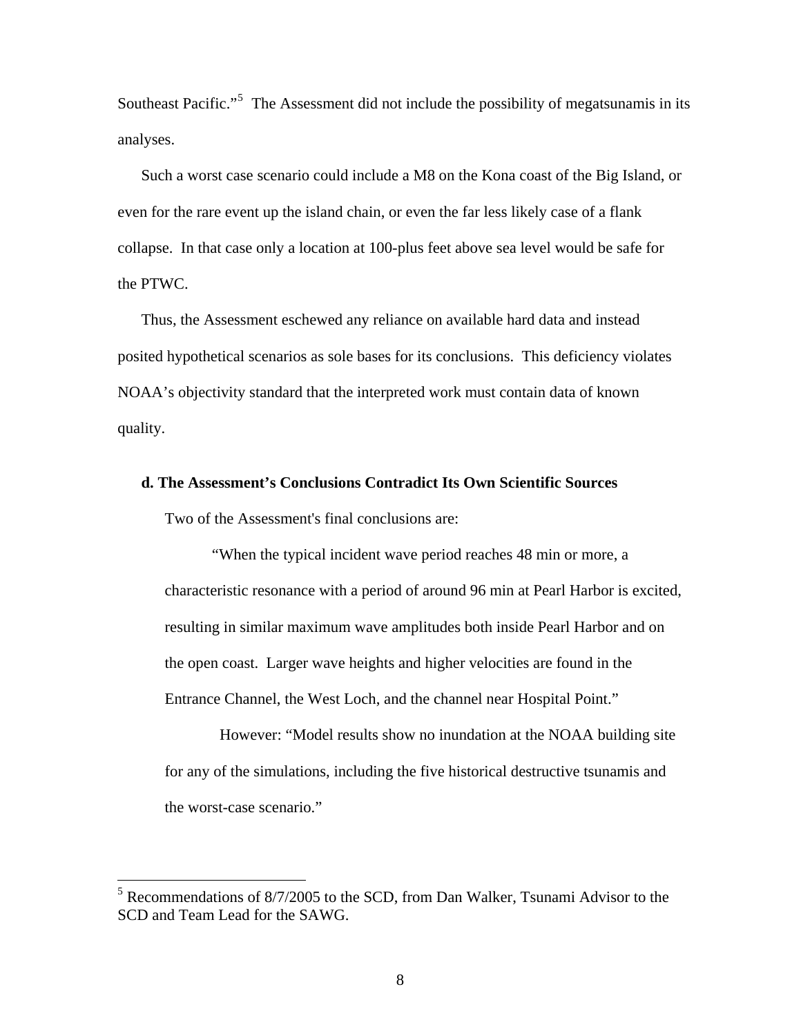Southeast Pacific."[5] The Assessment did not include the possibility of megatsunamis in its analyses.

Such a worst case scenario could include a M8 on the Kona coast of the Big Island, or even for the rare event up the island chain, or even the far less likely case of a flank collapse. In that case only a location at 100-plus feet above sea level would be safe for the PTWC.

Thus, the Assessment eschewed any reliance on available hard data and instead posited hypothetical scenarios as sole bases for its conclusions. This deficiency violates NOAA's objectivity standard that the interpreted work must contain data of known quality.

**d. The Assessment's Conclusions Contradict Its Own Scientific Sources**

Two of the Assessment's final conclusions are:

> "When the typical incident wave period reaches 48 min or more, a characteristic resonance with a period of around 96 min at Pearl Harbor is excited, resulting in similar maximum wave amplitudes both inside Pearl Harbor and on the open coast. Larger wave heights and higher velocities are found in the Entrance Channel, the West Loch, and the channel near Hospital Point."
>
> However: "Model results show no inundation at the NOAA building site for any of the simulations, including the five historical destructive tsunamis and the worst-case scenario."

---

[5] Recommendations of 8/7/2005 to the SCD, from Dan Walker, Tsunami Advisor to the SCD and Team Lead for the SAWG.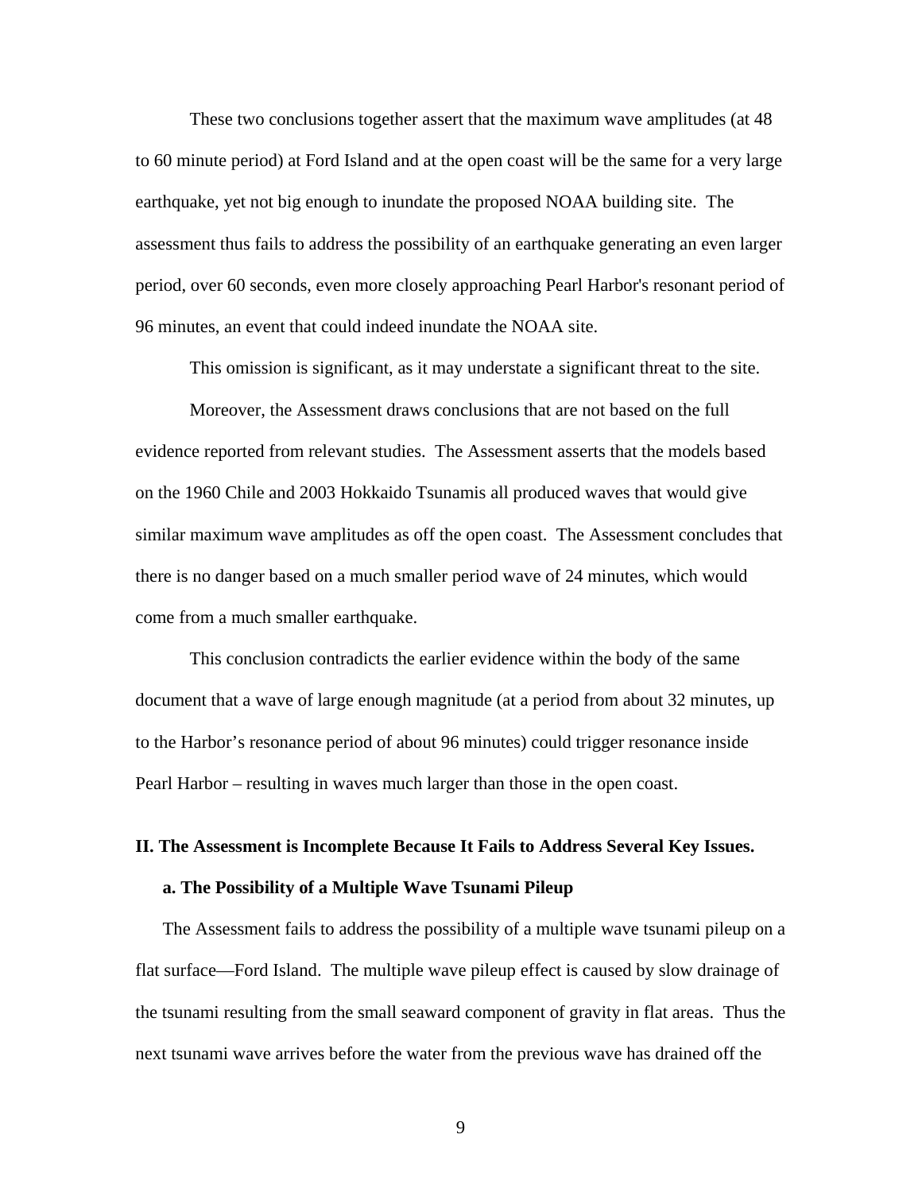These two conclusions together assert that the maximum wave amplitudes (at 48 to 60 minute period) at Ford Island and at the open coast will be the same for a very large earthquake, yet not big enough to inundate the proposed NOAA building site. The assessment thus fails to address the possibility of an earthquake generating an even larger period, over 60 seconds, even more closely approaching Pearl Harbor's resonant period of 96 minutes, an event that could indeed inundate the NOAA site.

This omission is significant, as it may understate a significant threat to the site.

Moreover, the Assessment draws conclusions that are not based on the full evidence reported from relevant studies. The Assessment asserts that the models based on the 1960 Chile and 2003 Hokkaido Tsunamis all produced waves that would give similar maximum wave amplitudes as off the open coast. The Assessment concludes that there is no danger based on a much smaller period wave of 24 minutes, which would come from a much smaller earthquake.

This conclusion contradicts the earlier evidence within the body of the same document that a wave of large enough magnitude (at a period from about 32 minutes, up to the Harbor's resonance period of about 96 minutes) could trigger resonance inside Pearl Harbor – resulting in waves much larger than those in the open coast.

## II. The Assessment is Incomplete Because It Fails to Address Several Key Issues.

### a. The Possibility of a Multiple Wave Tsunami Pileup

The Assessment fails to address the possibility of a multiple wave tsunami pileup on a flat surface—Ford Island. The multiple wave pileup effect is caused by slow drainage of the tsunami resulting from the small seaward component of gravity in flat areas. Thus the next tsunami wave arrives before the water from the previous wave has drained off the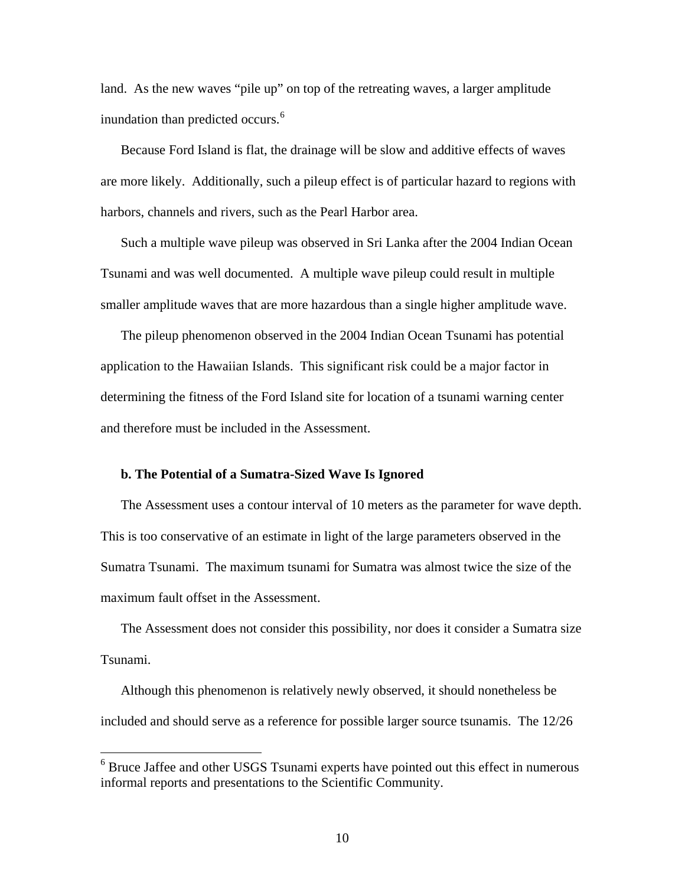land. As the new waves "pile up" on top of the retreating waves, a larger amplitude inundation than predicted occurs.[6]

Because Ford Island is flat, the drainage will be slow and additive effects of waves are more likely. Additionally, such a pileup effect is of particular hazard to regions with harbors, channels and rivers, such as the Pearl Harbor area.

Such a multiple wave pileup was observed in Sri Lanka after the 2004 Indian Ocean Tsunami and was well documented. A multiple wave pileup could result in multiple smaller amplitude waves that are more hazardous than a single higher amplitude wave.

The pileup phenomenon observed in the 2004 Indian Ocean Tsunami has potential application to the Hawaiian Islands. This significant risk could be a major factor in determining the fitness of the Ford Island site for location of a tsunami warning center and therefore must be included in the Assessment.

**b. The Potential of a Sumatra-Sized Wave Is Ignored**

The Assessment uses a contour interval of 10 meters as the parameter for wave depth. This is too conservative of an estimate in light of the large parameters observed in the Sumatra Tsunami. The maximum tsunami for Sumatra was almost twice the size of the maximum fault offset in the Assessment.

The Assessment does not consider this possibility, nor does it consider a Sumatra size Tsunami.

Although this phenomenon is relatively newly observed, it should nonetheless be included and should serve as a reference for possible larger source tsunamis. The 12/26

---

[6] Bruce Jaffee and other USGS Tsunami experts have pointed out this effect in numerous informal reports and presentations to the Scientific Community.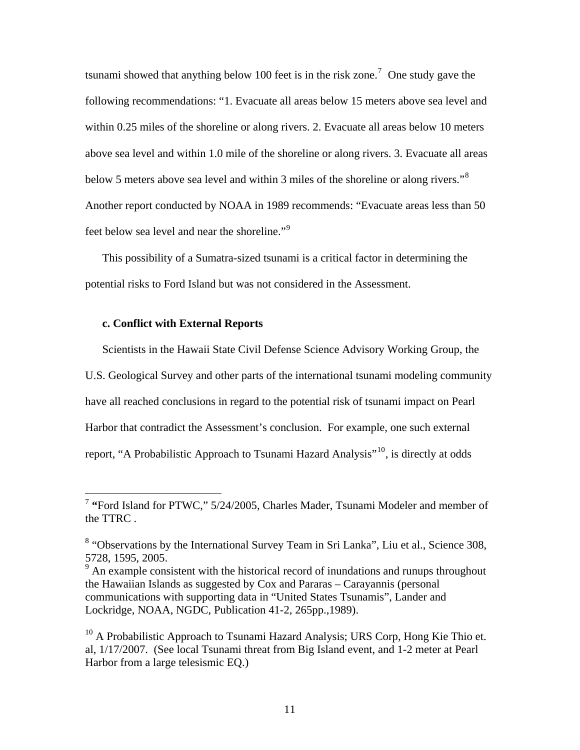tsunami showed that anything below 100 feet is in the risk zone.[7] One study gave the following recommendations: "1. Evacuate all areas below 15 meters above sea level and within 0.25 miles of the shoreline or along rivers. 2. Evacuate all areas below 10 meters above sea level and within 1.0 mile of the shoreline or along rivers. 3. Evacuate all areas below 5 meters above sea level and within 3 miles of the shoreline or along rivers."[8] Another report conducted by NOAA in 1989 recommends: "Evacuate areas less than 50 feet below sea level and near the shoreline."[9]

This possibility of a Sumatra-sized tsunami is a critical factor in determining the potential risks to Ford Island but was not considered in the Assessment.

**c. Conflict with External Reports**

Scientists in the Hawaii State Civil Defense Science Advisory Working Group, the U.S. Geological Survey and other parts of the international tsunami modeling community have all reached conclusions in regard to the potential risk of tsunami impact on Pearl Harbor that contradict the Assessment's conclusion. For example, one such external report, "A Probabilistic Approach to Tsunami Hazard Analysis"[10], is directly at odds

---

[7] **"**Ford Island for PTWC," 5/24/2005, Charles Mader, Tsunami Modeler and member of the TTRC .

[8] "Observations by the International Survey Team in Sri Lanka", Liu et al., Science 308, 5728, 1595, 2005.

[9] An example consistent with the historical record of inundations and runups throughout the Hawaiian Islands as suggested by Cox and Pararas – Carayannis (personal communications with supporting data in "United States Tsunamis", Lander and Lockridge, NOAA, NGDC, Publication 41-2, 265pp.,1989).

[10] A Probabilistic Approach to Tsunami Hazard Analysis; URS Corp, Hong Kie Thio et. al, 1/17/2007. (See local Tsunami threat from Big Island event, and 1-2 meter at Pearl Harbor from a large telesismic EQ.)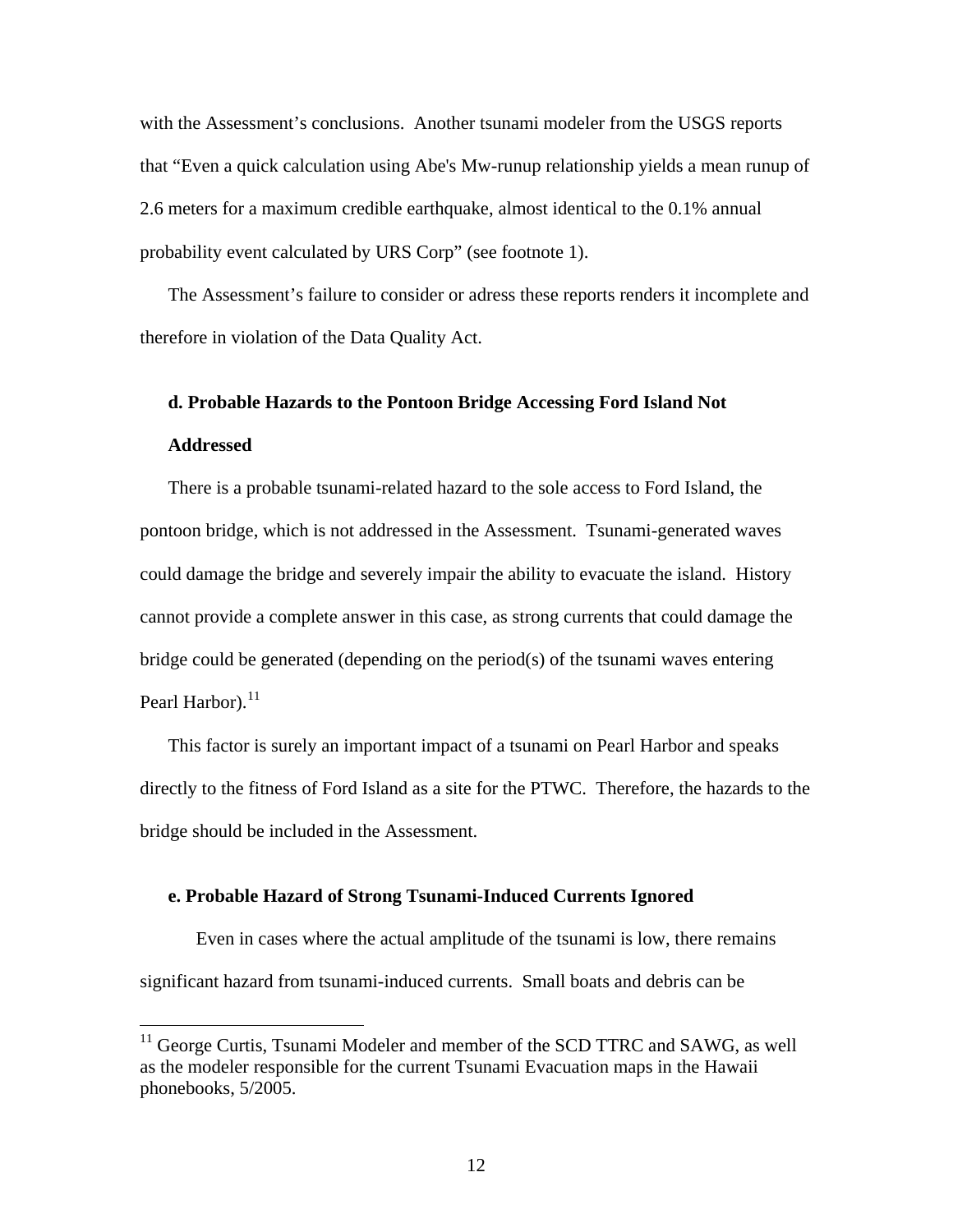with the Assessment's conclusions. Another tsunami modeler from the USGS reports that "Even a quick calculation using Abe's Mw-runup relationship yields a mean runup of 2.6 meters for a maximum credible earthquake, almost identical to the 0.1% annual probability event calculated by URS Corp" (see footnote 1).

The Assessment's failure to consider or adress these reports renders it incomplete and therefore in violation of the Data Quality Act.

**d. Probable Hazards to the Pontoon Bridge Accessing Ford Island Not Addressed**

There is a probable tsunami-related hazard to the sole access to Ford Island, the pontoon bridge, which is not addressed in the Assessment. Tsunami-generated waves could damage the bridge and severely impair the ability to evacuate the island. History cannot provide a complete answer in this case, as strong currents that could damage the bridge could be generated (depending on the period(s) of the tsunami waves entering Pearl Harbor).[11]

This factor is surely an important impact of a tsunami on Pearl Harbor and speaks directly to the fitness of Ford Island as a site for the PTWC. Therefore, the hazards to the bridge should be included in the Assessment.

**e. Probable Hazard of Strong Tsunami-Induced Currents Ignored**

Even in cases where the actual amplitude of the tsunami is low, there remains significant hazard from tsunami-induced currents. Small boats and debris can be

---

[11] George Curtis, Tsunami Modeler and member of the SCD TTRC and SAWG, as well as the modeler responsible for the current Tsunami Evacuation maps in the Hawaii phonebooks, 5/2005.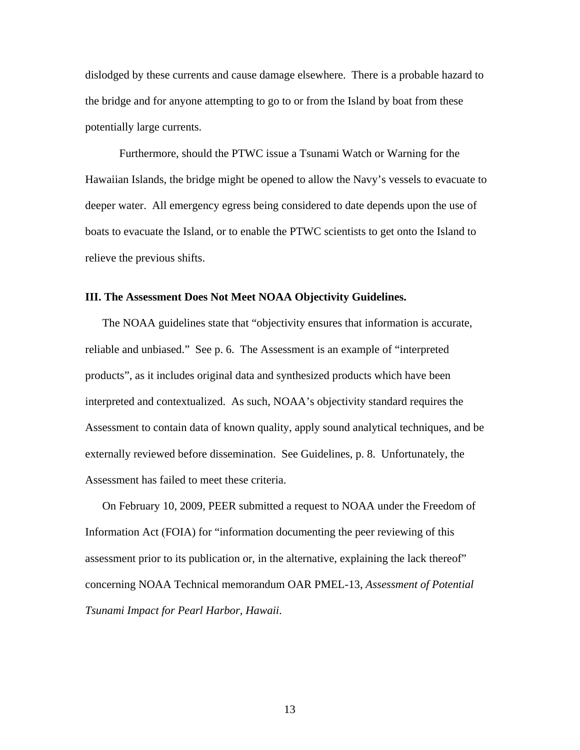dislodged by these currents and cause damage elsewhere. There is a probable hazard to the bridge and for anyone attempting to go to or from the Island by boat from these potentially large currents.

Furthermore, should the PTWC issue a Tsunami Watch or Warning for the Hawaiian Islands, the bridge might be opened to allow the Navy's vessels to evacuate to deeper water. All emergency egress being considered to date depends upon the use of boats to evacuate the Island, or to enable the PTWC scientists to get onto the Island to relieve the previous shifts.

### III. The Assessment Does Not Meet NOAA Objectivity Guidelines.

The NOAA guidelines state that "objectivity ensures that information is accurate, reliable and unbiased." See p. 6. The Assessment is an example of "interpreted products", as it includes original data and synthesized products which have been interpreted and contextualized. As such, NOAA's objectivity standard requires the Assessment to contain data of known quality, apply sound analytical techniques, and be externally reviewed before dissemination. See Guidelines, p. 8. Unfortunately, the Assessment has failed to meet these criteria.

On February 10, 2009, PEER submitted a request to NOAA under the Freedom of Information Act (FOIA) for "information documenting the peer reviewing of this assessment prior to its publication or, in the alternative, explaining the lack thereof" concerning NOAA Technical memorandum OAR PMEL-13, *Assessment of Potential Tsunami Impact for Pearl Harbor, Hawaii*.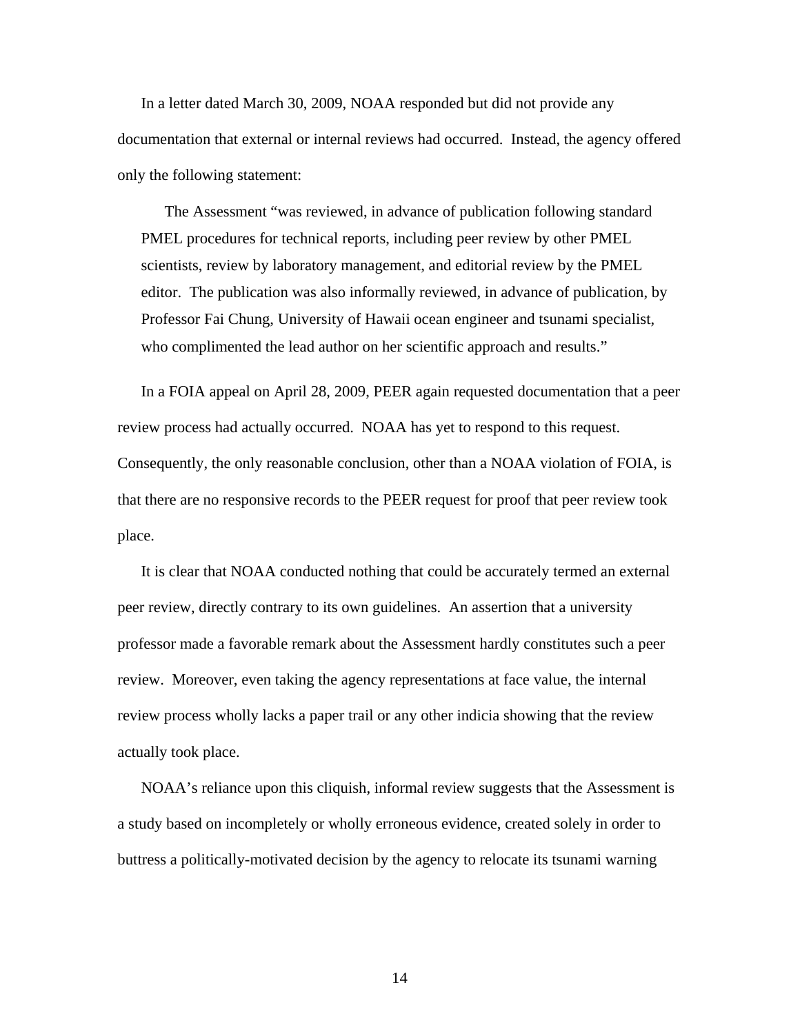In a letter dated March 30, 2009, NOAA responded but did not provide any documentation that external or internal reviews had occurred. Instead, the agency offered only the following statement:

> The Assessment "was reviewed, in advance of publication following standard PMEL procedures for technical reports, including peer review by other PMEL scientists, review by laboratory management, and editorial review by the PMEL editor. The publication was also informally reviewed, in advance of publication, by Professor Fai Chung, University of Hawaii ocean engineer and tsunami specialist, who complimented the lead author on her scientific approach and results."

In a FOIA appeal on April 28, 2009, PEER again requested documentation that a peer review process had actually occurred. NOAA has yet to respond to this request. Consequently, the only reasonable conclusion, other than a NOAA violation of FOIA, is that there are no responsive records to the PEER request for proof that peer review took place.

It is clear that NOAA conducted nothing that could be accurately termed an external peer review, directly contrary to its own guidelines. An assertion that a university professor made a favorable remark about the Assessment hardly constitutes such a peer review. Moreover, even taking the agency representations at face value, the internal review process wholly lacks a paper trail or any other indicia showing that the review actually took place.

NOAA's reliance upon this cliquish, informal review suggests that the Assessment is a study based on incompletely or wholly erroneous evidence, created solely in order to buttress a politically-motivated decision by the agency to relocate its tsunami warning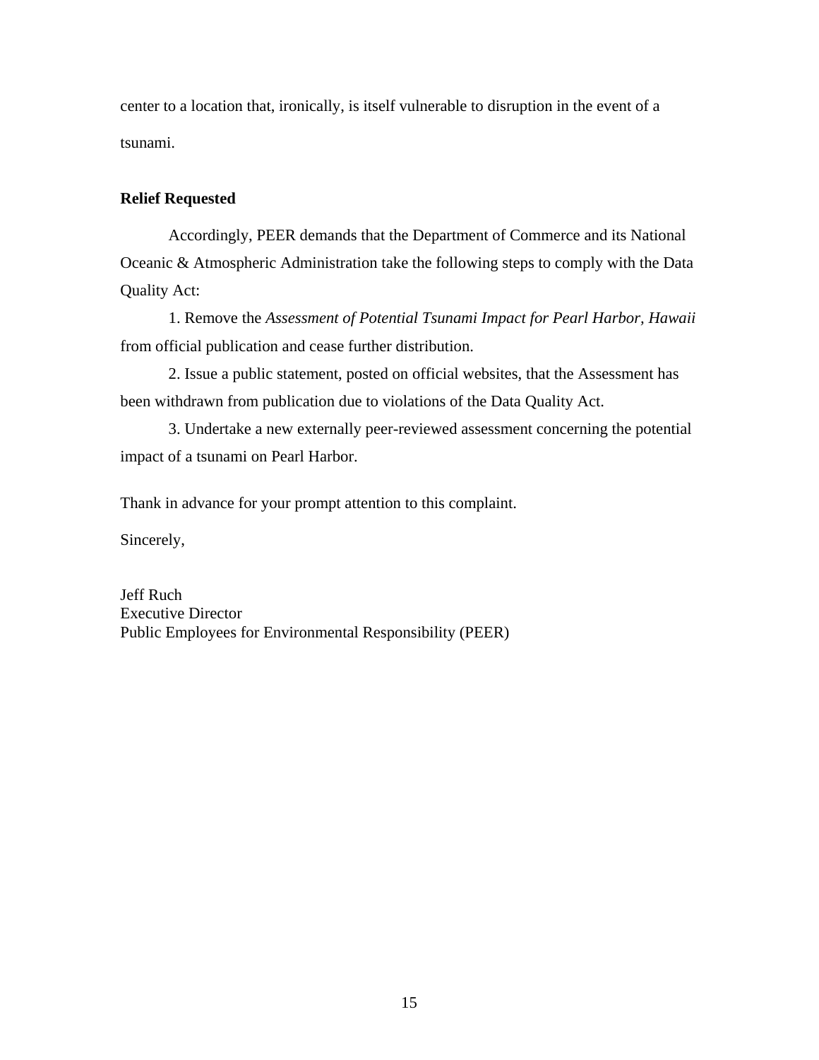center to a location that, ironically, is itself vulnerable to disruption in the event of a tsunami.

**Relief Requested**

Accordingly, PEER demands that the Department of Commerce and its National Oceanic & Atmospheric Administration take the following steps to comply with the Data Quality Act:

1. Remove the *Assessment of Potential Tsunami Impact for Pearl Harbor, Hawaii* from official publication and cease further distribution.

2. Issue a public statement, posted on official websites, that the Assessment has been withdrawn from publication due to violations of the Data Quality Act.

3. Undertake a new externally peer-reviewed assessment concerning the potential impact of a tsunami on Pearl Harbor.

Thank in advance for your prompt attention to this complaint.

Sincerely,

Jeff Ruch
Executive Director
Public Employees for Environmental Responsibility (PEER)